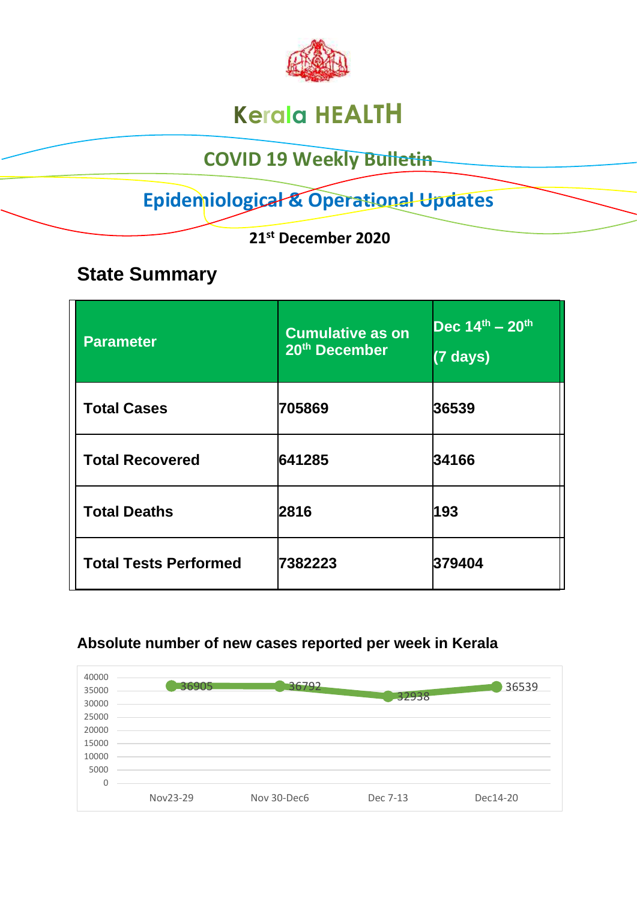# Kerala HEALTH

## COVID 19 Weekly Bulletin

## Epidemiological & Operational Updates

**21st December 2020**

## State Summary

| Parameter | Cumulative as on 20th December | Dec 14th – 20th (7 days) |
|---|---|---|
| **Total Cases** | **705869** | **36539** |
| **Total Recovered** | **641285** | **34166** |
| **Total Deaths** | **2816** | **193** |
| **Total Tests Performed** | **7382223** | **379404** |

### Absolute number of new cases reported per week in Kerala

| Week | New cases |
|---|---|
| Nov23-29 | 36905 |
| Nov 30-Dec6 | 36792 |
| Dec 7-13 | 32938 |
| Dec14-20 | 36539 |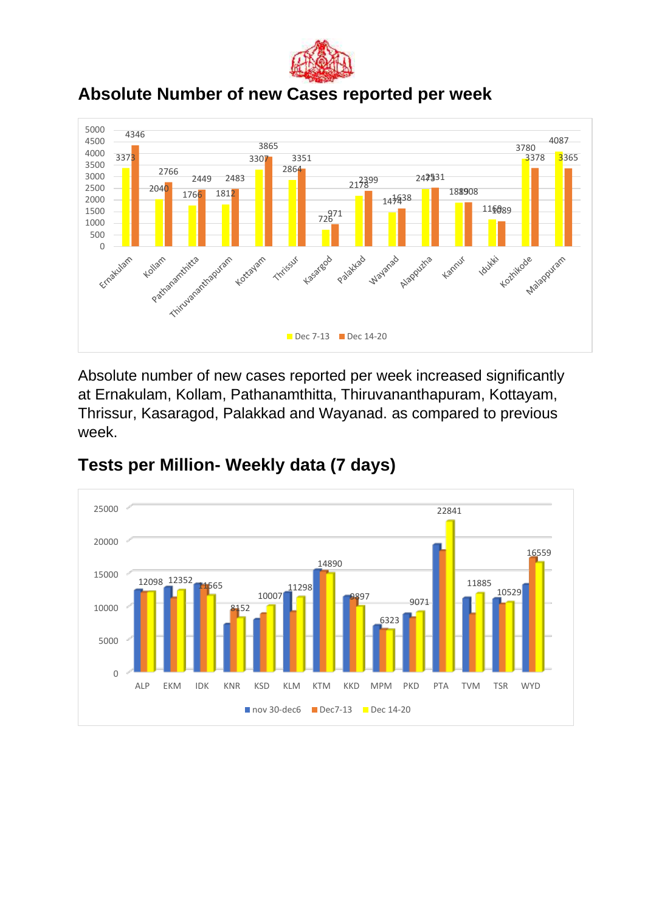## Absolute Number of new Cases reported per week

| District | Dec 7-13 | Dec 14-20 |
|---|---|---|
| Ernakulam | 3373 | 4346 |
| Kollam | 2040 | 2766 |
| Pathanamthitta | 1766 | 2449 |
| Thiruvananthapuram | 1812 | 2483 |
| Kottayam | 3307 | 3865 |
| Thrissur | 2864 | 3351 |
| Kasargod | 726 | 971 |
| Palakkad | 2178 | 2399 |
| Wayanad | 1474 | 1638 |
| Alappuzha | 2473 | 2531 |
| Kannur | 1889 | 1908 |
| Idukki | 1160 | 1089 |
| Kozhikode | 3780 | 3378 |
| Malappuram | 4087 | 3365 |

Absolute number of new cases reported per week increased significantly at Ernakulam, Kollam, Pathanamthitta, Thiruvananthapuram, Kottayam, Thrissur, Kasaragod, Palakkad and Wayanad. as compared to previous week.

## Tests per Million- Weekly data (7 days)

| District | Dec 14-20 |
|---|---|
| ALP | 12098 |
| EKM | 12352 |
| IDK | 11565 |
| KNR | 8152 |
| KSD | 10007 |
| KLM | 11298 |
| KTM | 14890 |
| KKD | 9897 |
| MPM | 6323 |
| PKD | 9071 |
| PTA | 22841 |
| TVM | 11885 |
| TSR | 10529 |
| WYD | 16559 |

Legend: nov 30-dec6, Dec7-13, Dec 14-20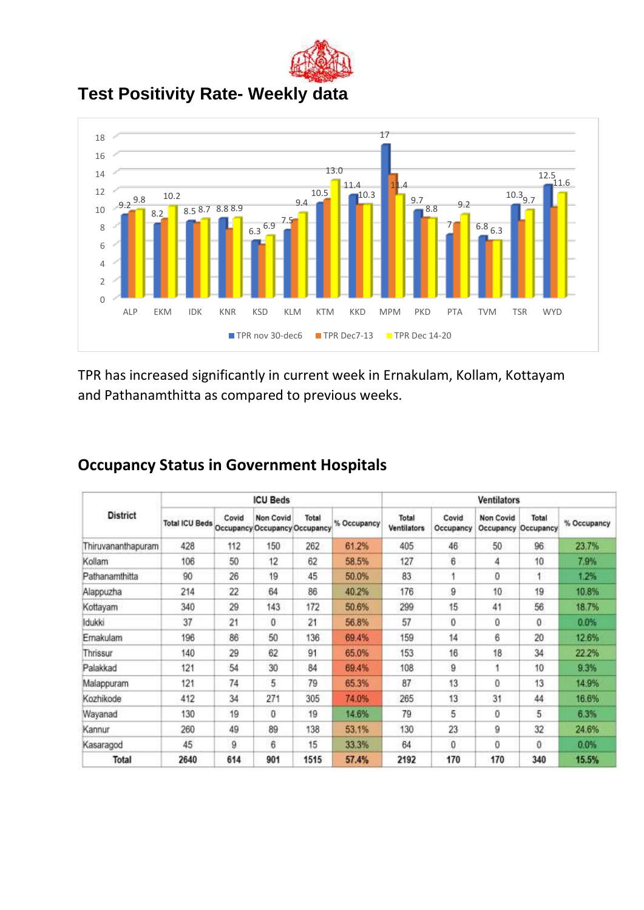## Test Positivity Rate- Weekly data

| District | TPR nov 30-dec6 | TPR Dec7-13 | TPR Dec 14-20 |
|---|---|---|---|
| ALP | 9.2 | 9.8 | |
| EKM | 8.2 | | 10.2 |
| IDK | 8.5 | | 8.7 |
| KNR | 8.8 | | 8.9 |
| KSD | 6.3 | | 6.9 |
| KLM | 7.5 | | 9.4 |
| KTM | 10.5 | | 13.0 |
| KKD | 11.4 | 10.3 | |
| MPM | 17 | 11.4 | |
| PKD | 9.7 | 8.8 | |
| PTA | 7 | | 9.2 |
| TVM | 6.8 | 6.3 | |
| TSR | 10.3 | | 9.7 |
| WYD | 12.5 | | 11.6 |

TPR has increased significantly in current week in Ernakulam, Kollam, Kottayam and Pathanamthitta as compared to previous weeks.

## Occupancy Status in Government Hospitals

| District | ICU Beds | | | | | Ventilators | | | | |
|---|---|---|---|---|---|---|---|---|---|---|
| | Total ICU Beds | Covid Occupancy | Non Covid Occupancy | Total Occupancy | % Occupancy | Total Ventilators | Covid Occupancy | Non Covid Occupancy | Total Occupancy | % Occupancy |
| Thiruvananthapuram | 428 | 112 | 150 | 262 | 61.2% | 405 | 46 | 50 | 96 | 23.7% |
| Kollam | 106 | 50 | 12 | 62 | 58.5% | 127 | 6 | 4 | 10 | 7.9% |
| Pathanamthitta | 90 | 26 | 19 | 45 | 50.0% | 83 | 1 | 0 | 1 | 1.2% |
| Alappuzha | 214 | 22 | 64 | 86 | 40.2% | 176 | 9 | 10 | 19 | 10.8% |
| Kottayam | 340 | 29 | 143 | 172 | 50.6% | 299 | 15 | 41 | 56 | 18.7% |
| Idukki | 37 | 21 | 0 | 21 | 56.8% | 57 | 0 | 0 | 0 | 0.0% |
| Ernakulam | 196 | 86 | 50 | 136 | 69.4% | 159 | 14 | 6 | 20 | 12.6% |
| Thrissur | 140 | 29 | 62 | 91 | 65.0% | 153 | 16 | 18 | 34 | 22.2% |
| Palakkad | 121 | 54 | 30 | 84 | 69.4% | 108 | 9 | 1 | 10 | 9.3% |
| Malappuram | 121 | 74 | 5 | 79 | 65.3% | 87 | 13 | 0 | 13 | 14.9% |
| Kozhikode | 412 | 34 | 271 | 305 | 74.0% | 265 | 13 | 31 | 44 | 16.6% |
| Wayanad | 130 | 19 | 0 | 19 | 14.6% | 79 | 5 | 0 | 5 | 6.3% |
| Kannur | 260 | 49 | 89 | 138 | 53.1% | 130 | 23 | 9 | 32 | 24.6% |
| Kasaragod | 45 | 9 | 6 | 15 | 33.3% | 64 | 0 | 0 | 0 | 0.0% |
| **Total** | **2640** | **614** | **901** | **1515** | **57.4%** | **2192** | **170** | **170** | **340** | **15.5%** |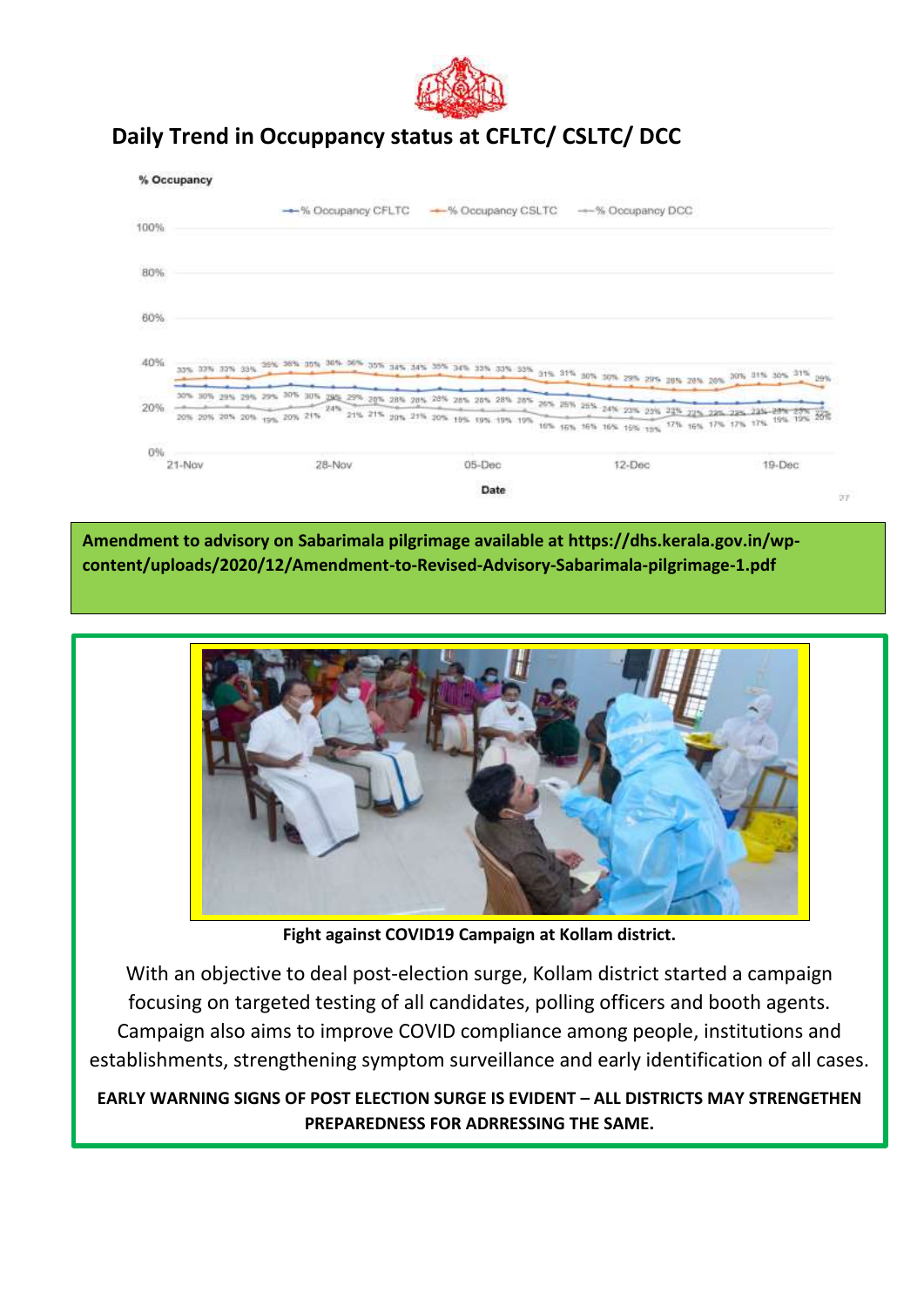## Daily Trend in Occuppancy status at CFLTC/ CSLTC/ DCC

% Occupancy

% Occupancy CFLTC — % Occupancy CSLTC — % Occupancy DCC

100%
80%
60%
40%
20%
0%

21-Nov 28-Nov 05-Dec 12-Dec 19-Dec

Date

**Amendment to advisory on Sabarimala pilgrimage available at https://dhs.kerala.gov.in/wp-content/uploads/2020/12/Amendment-to-Revised-Advisory-Sabarimala-pilgrimage-1.pdf**

**Fight against COVID19 Campaign at Kollam district.**

With an objective to deal post-election surge, Kollam district started a campaign focusing on targeted testing of all candidates, polling officers and booth agents. Campaign also aims to improve COVID compliance among people, institutions and establishments, strengthening symptom surveillance and early identification of all cases.

**EARLY WARNING SIGNS OF POST ELECTION SURGE IS EVIDENT – ALL DISTRICTS MAY STRENGETHEN PREPAREDNESS FOR ADRRESSING THE SAME.**